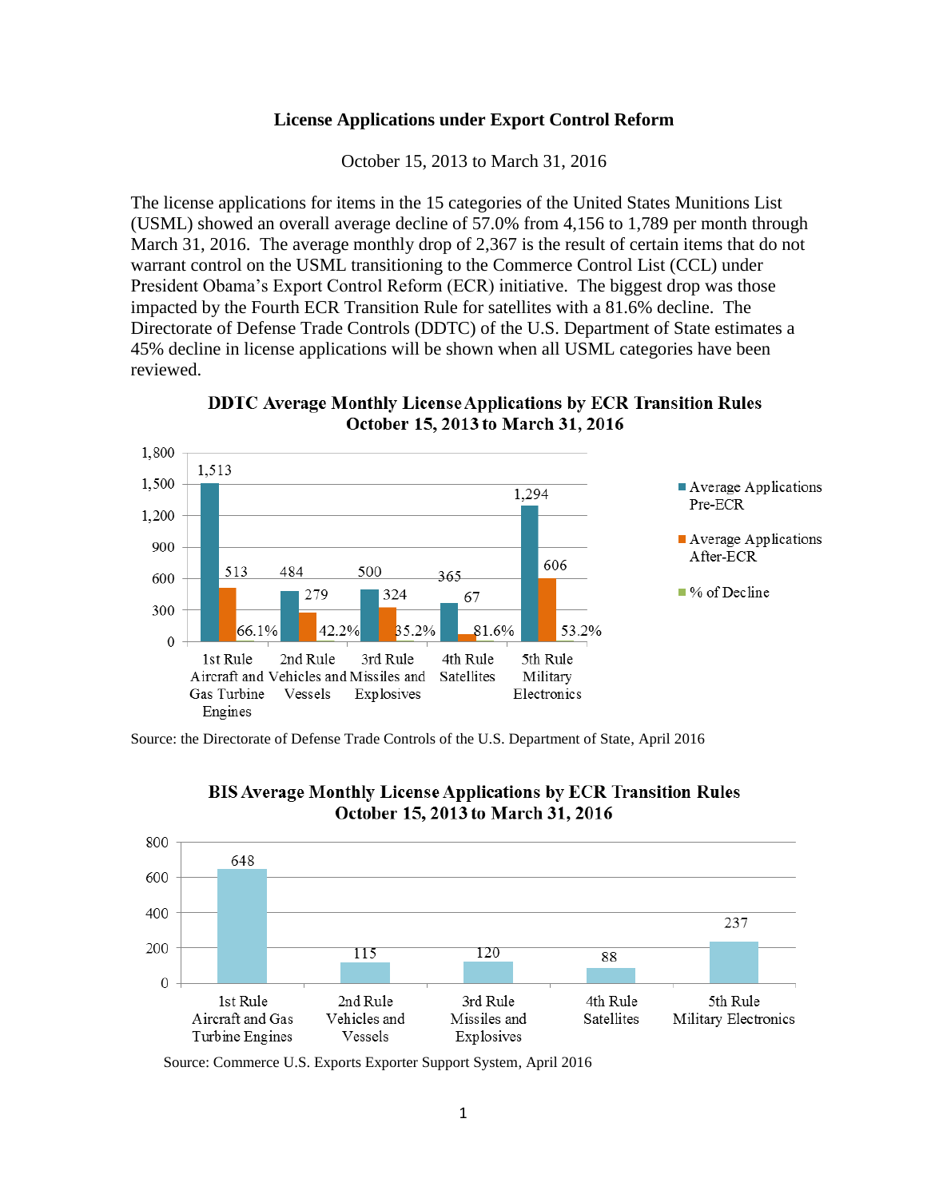**License Applications under Export Control Reform**

October 15, 2013 to March 31, 2016

The license applications for items in the 15 categories of the United States Munitions List (USML) showed an overall average decline of 57.0% from 4,156 to 1,789 per month through March 31, 2016. The average monthly drop of 2,367 is the result of certain items that do not warrant control on the USML transitioning to the Commerce Control List (CCL) under President Obama's Export Control Reform (ECR) initiative. The biggest drop was those impacted by the Fourth ECR Transition Rule for satellites with a 81.6% decline. The Directorate of Defense Trade Controls (DDTC) of the U.S. Department of State estimates a 45% decline in license applications will be shown when all USML categories have been reviewed.

**DDTC Average Monthly License Applications by ECR Transition Rules**
**October 15, 2013 to March 31, 2016**

| ECR Transition Rule | Average Applications Pre-ECR | Average Applications After-ECR | % of Decline |
|---|---|---|---|
| 1st Rule Aircraft and Gas Turbine Engines | 1,513 | 513 | 66.1% |
| 2nd Rule Vehicles and Vessels | 484 | 279 | 42.2% |
| 3rd Rule Missiles and Explosives | 500 | 324 | 35.2% |
| 4th Rule Satellites | 365 | 67 | 81.6% |
| 5th Rule Military Electronics | 1,294 | 606 | 53.2% |

Source: the Directorate of Defense Trade Controls of the U.S. Department of State, April 2016

**BIS Average Monthly License Applications by ECR Transition Rules**
**October 15, 2013 to March 31, 2016**

| ECR Transition Rule | Average Monthly License Applications |
|---|---|
| 1st Rule Aircraft and Gas Turbine Engines | 648 |
| 2nd Rule Vehicles and Vessels | 115 |
| 3rd Rule Missiles and Explosives | 120 |
| 4th Rule Satellites | 88 |
| 5th Rule Military Electronics | 237 |

Source: Commerce U.S. Exports Exporter Support System, April 2016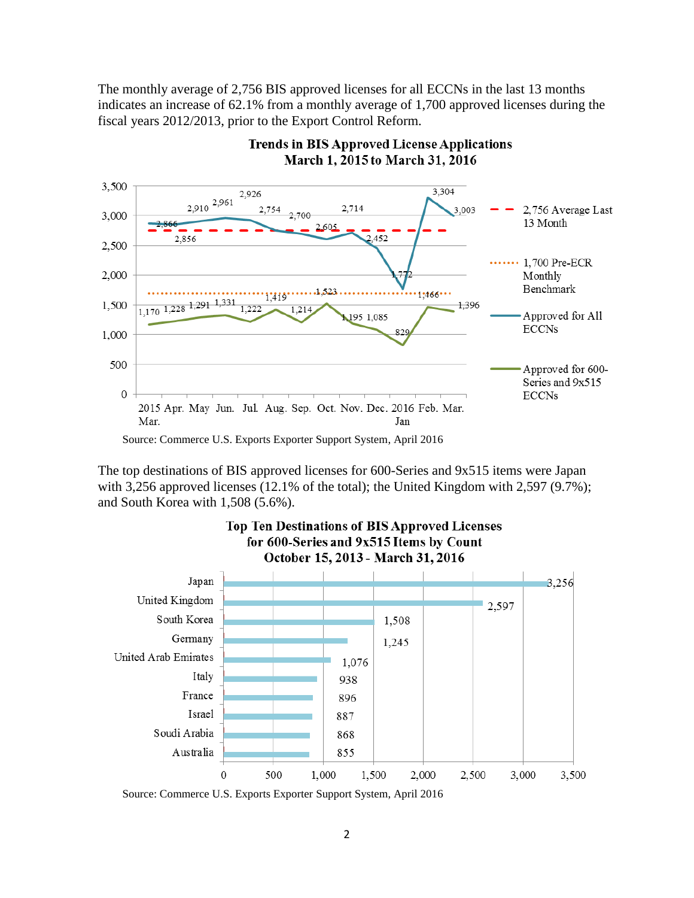The monthly average of 2,756 BIS approved licenses for all ECCNs in the last 13 months indicates an increase of 62.1% from a monthly average of 1,700 approved licenses during the fiscal years 2012/2013, prior to the Export Control Reform.

**Trends in BIS Approved License Applications**
**March 1, 2015 to March 31, 2016**

3,500
3,000
2,500
2,000
1,500
1,000
500
0

2015 Mar. Apr. May Jun. Jul. Aug. Sep. Oct. Nov. Dec. 2016 Jan Feb. Mar.

2,866 2,856 2,910 2,961 2,926 2,754 2,700 2,605 2,714 2,452 1,772 3,304 3,003

1,170 1,228 1,291 1,331 1,222 1,419 1,214 1,523 1,195 1,085 829 1,466 1,396

2,756 Average Last 13 Month
1,700 Pre-ECR Monthly Benchmark
Approved for All ECCNs
Approved for 600-Series and 9x515 ECCNs

Source: Commerce U.S. Exports Exporter Support System, April 2016

The top destinations of BIS approved licenses for 600-Series and 9x515 items were Japan with 3,256 approved licenses (12.1% of the total); the United Kingdom with 2,597 (9.7%); and South Korea with 1,508 (5.6%).

**Top Ten Destinations of BIS Approved Licenses for 600-Series and 9x515 Items by Count**
**October 15, 2013 - March 31, 2016**

Japan 3,256
United Kingdom 2,597
South Korea 1,508
Germany 1,245
United Arab Emirates 1,076
Italy 938
France 896
Israel 887
Soudi Arabia 868
Australia 855

0 500 1,000 1,500 2,000 2,500 3,000 3,500

Source: Commerce U.S. Exports Exporter Support System, April 2016